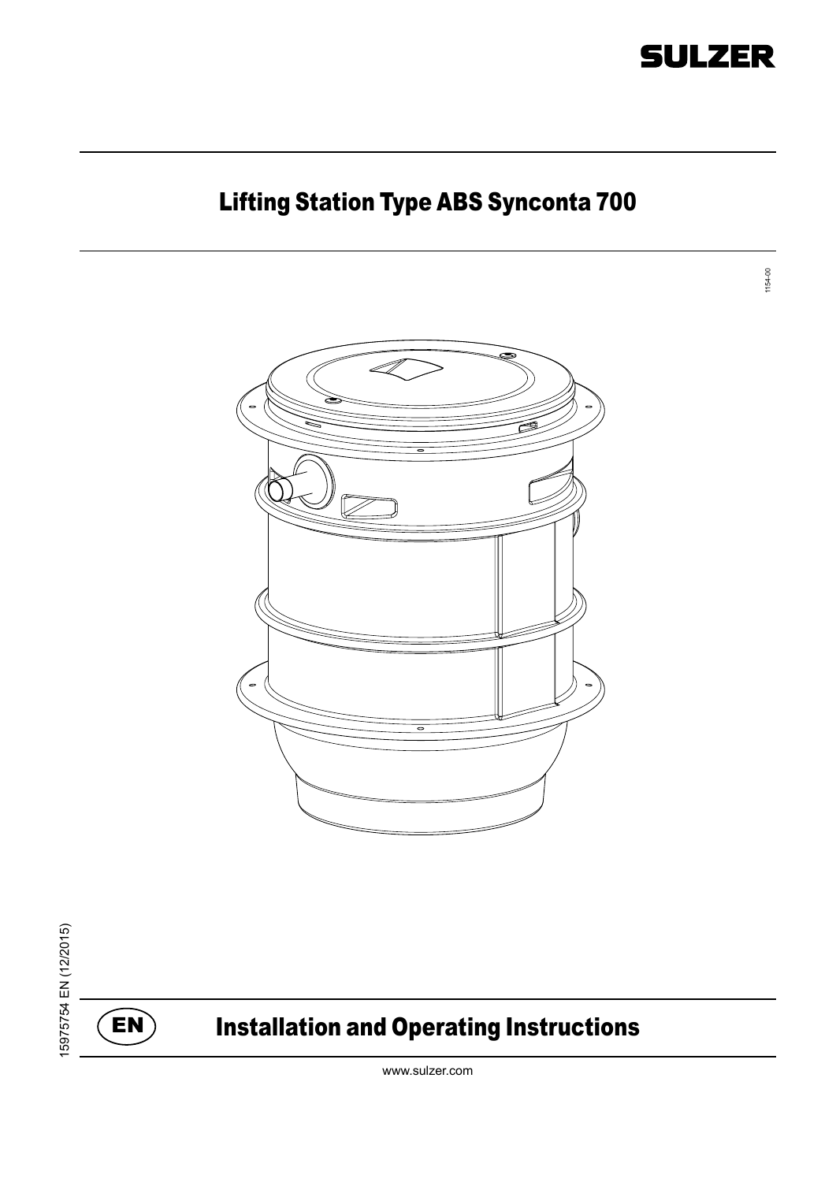SULZER

# Lifting Station Type ABS Synconta 700

1154-00

15975754 EN (12/2015)

EN

## Installation and Operating Instructions

www.sulzer.com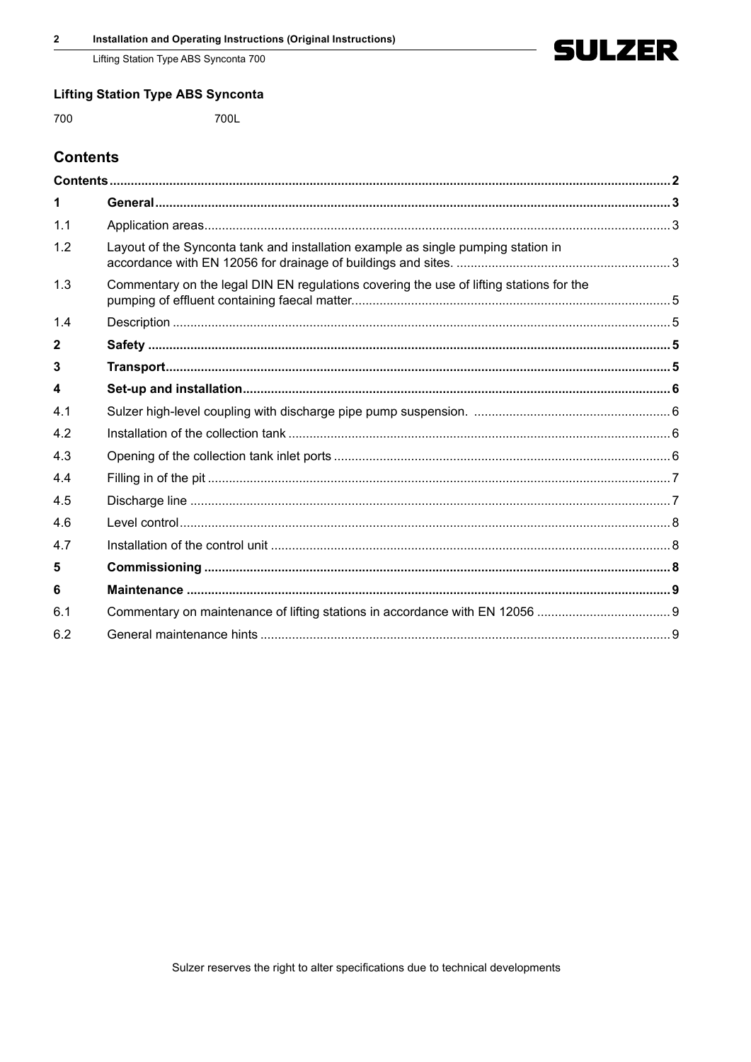**Lifting Station Type ABS Synconta**

700 700L

## Contents

| | | |
|---|---|---|
| **Contents** | | **2** |
| **1** | **General** | **3** |
| 1.1 | Application areas | 3 |
| 1.2 | Layout of the Synconta tank and installation example as single pumping station in accordance with EN 12056 for drainage of buildings and sites. | 3 |
| 1.3 | Commentary on the legal DIN EN regulations covering the use of lifting stations for the pumping of effluent containing faecal matter. | 5 |
| 1.4 | Description | 5 |
| **2** | **Safety** | **5** |
| **3** | **Transport** | **5** |
| **4** | **Set-up and installation** | **6** |
| 4.1 | Sulzer high-level coupling with discharge pipe pump suspension. | 6 |
| 4.2 | Installation of the collection tank | 6 |
| 4.3 | Opening of the collection tank inlet ports | 6 |
| 4.4 | Filling in of the pit | 7 |
| 4.5 | Discharge line | 7 |
| 4.6 | Level control | 8 |
| 4.7 | Installation of the control unit | 8 |
| **5** | **Commissioning** | **8** |
| **6** | **Maintenance** | **9** |
| 6.1 | Commentary on maintenance of lifting stations in accordance with EN 12056 | 9 |
| 6.2 | General maintenance hints | 9 |

Sulzer reserves the right to alter specifications due to technical developments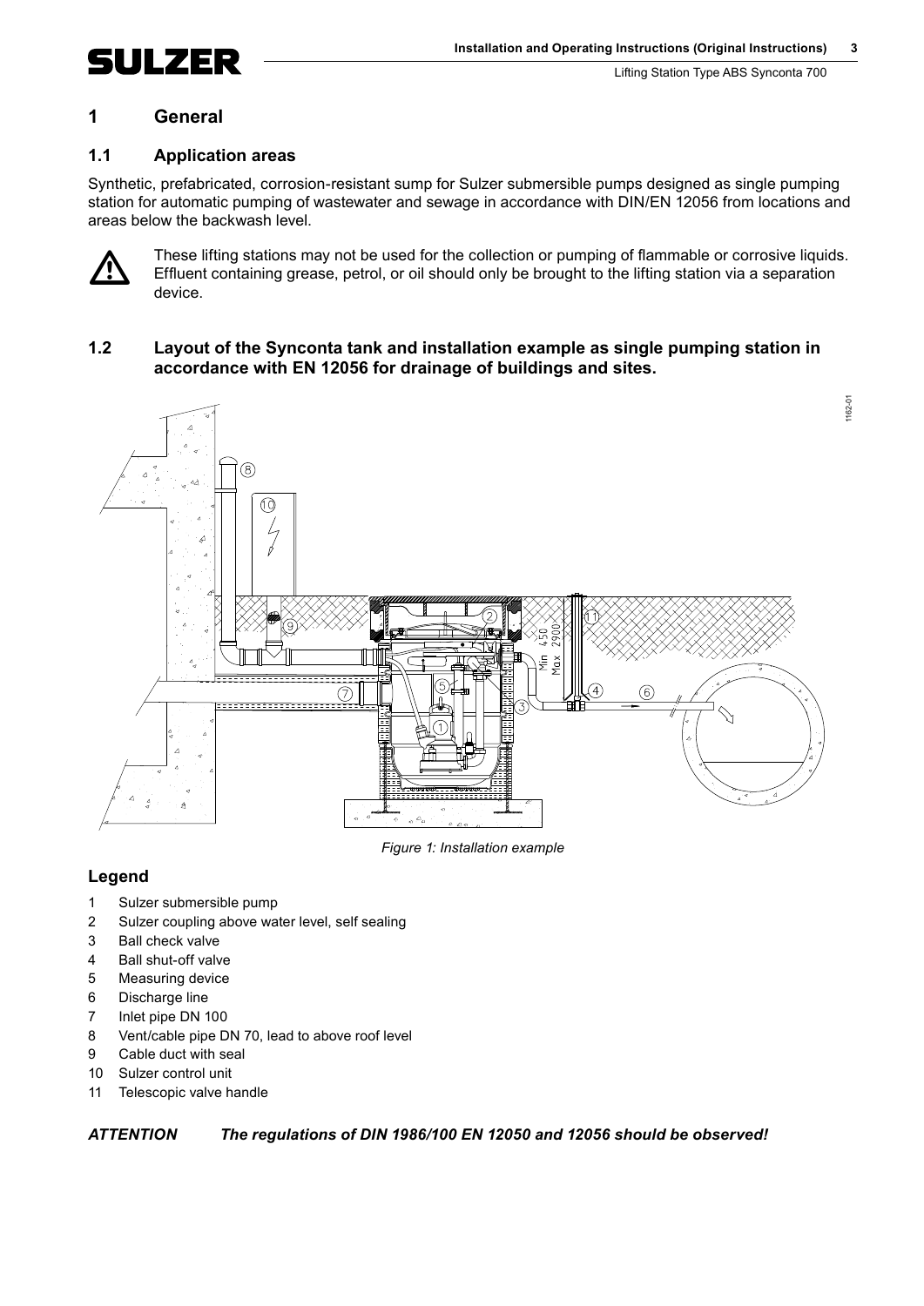# 1 General

## 1.1 Application areas

Synthetic, prefabricated, corrosion-resistant sump for Sulzer submersible pumps designed as single pumping station for automatic pumping of wastewater and sewage in accordance with DIN/EN 12056 from locations and areas below the backwash level.

These lifting stations may not be used for the collection or pumping of flammable or corrosive liquids. Effluent containing grease, petrol, or oil should only be brought to the lifting station via a separation device.

## 1.2 Layout of the Synconta tank and installation example as single pumping station in accordance with EN 12056 for drainage of buildings and sites.

*Figure 1: Installation example*

### Legend

1. Sulzer submersible pump
2. Sulzer coupling above water level, self sealing
3. Ball check valve
4. Ball shut-off valve
5. Measuring device
6. Discharge line
7. Inlet pipe DN 100
8. Vent/cable pipe DN 70, lead to above roof level
9. Cable duct with seal
10. Sulzer control unit
11. Telescopic valve handle

***ATTENTION The regulations of DIN 1986/100 EN 12050 and 12056 should be observed!***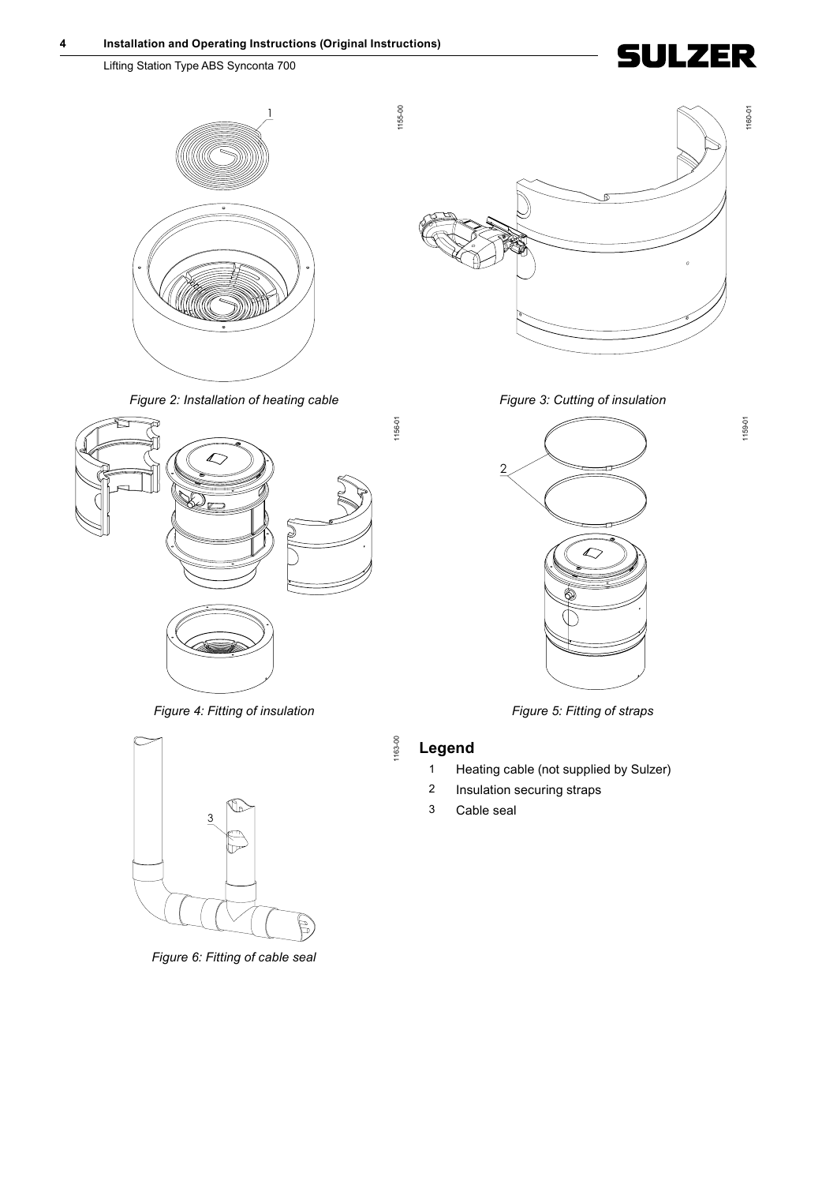*Figure 2: Installation of heating cable*

*Figure 3: Cutting of insulation*

*Figure 4: Fitting of insulation*

*Figure 5: Fitting of straps*

*Figure 6: Fitting of cable seal*

## Legend

1. Heating cable (not supplied by Sulzer)
2. Insulation securing straps
3. Cable seal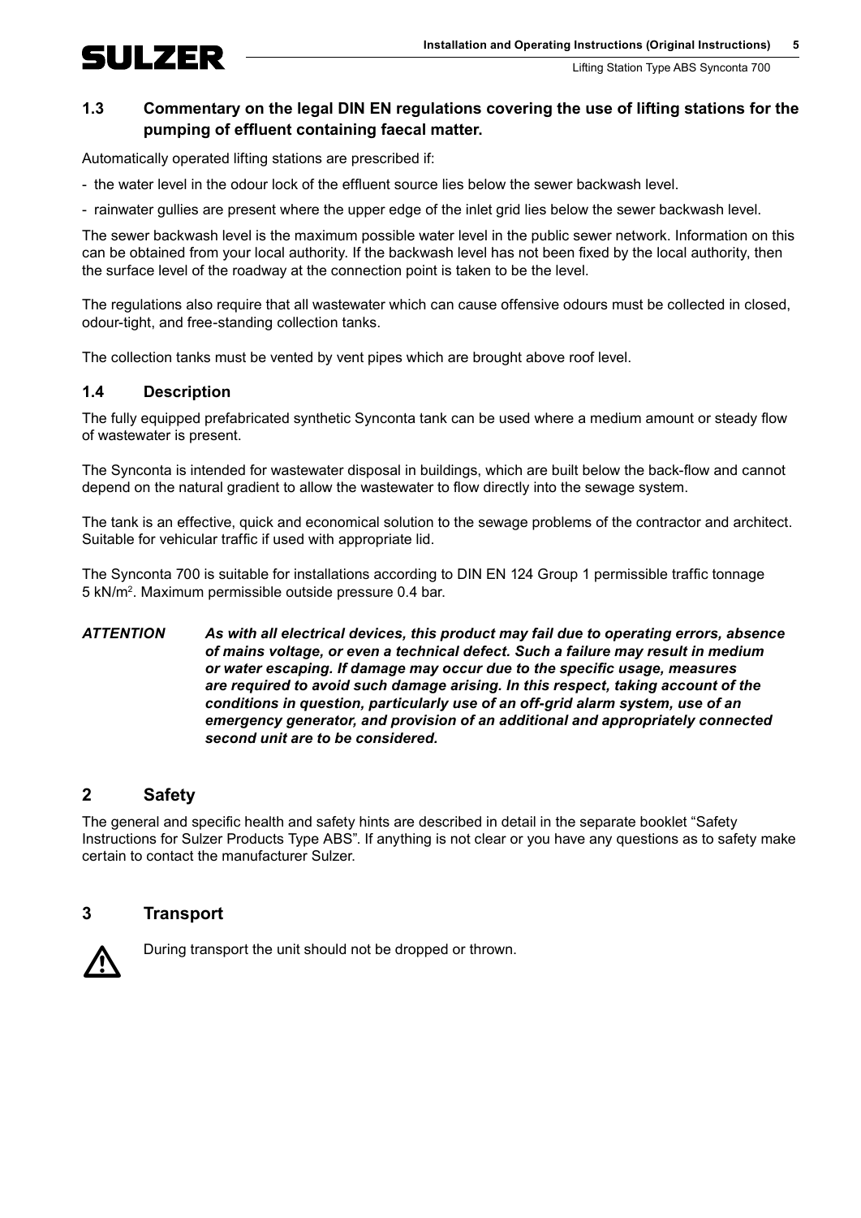## 1.3 Commentary on the legal DIN EN regulations covering the use of lifting stations for the pumping of effluent containing faecal matter.

Automatically operated lifting stations are prescribed if:

- the water level in the odour lock of the effluent source lies below the sewer backwash level.
- rainwater gullies are present where the upper edge of the inlet grid lies below the sewer backwash level.

The sewer backwash level is the maximum possible water level in the public sewer network. Information on this can be obtained from your local authority. If the backwash level has not been fixed by the local authority, then the surface level of the roadway at the connection point is taken to be the level.

The regulations also require that all wastewater which can cause offensive odours must be collected in closed, odour-tight, and free-standing collection tanks.

The collection tanks must be vented by vent pipes which are brought above roof level.

## 1.4 Description

The fully equipped prefabricated synthetic Synconta tank can be used where a medium amount or steady flow of wastewater is present.

The Synconta is intended for wastewater disposal in buildings, which are built below the back-flow and cannot depend on the natural gradient to allow the wastewater to flow directly into the sewage system.

The tank is an effective, quick and economical solution to the sewage problems of the contractor and architect. Suitable for vehicular traffic if used with appropriate lid.

The Synconta 700 is suitable for installations according to DIN EN 124 Group 1 permissible traffic tonnage 5 kN/m$^2$. Maximum permissible outside pressure 0.4 bar.

***ATTENTION*** ***As with all electrical devices, this product may fail due to operating errors, absence of mains voltage, or even a technical defect. Such a failure may result in medium or water escaping. If damage may occur due to the specific usage, measures are required to avoid such damage arising. In this respect, taking account of the conditions in question, particularly use of an off-grid alarm system, use of an emergency generator, and provision of an additional and appropriately connected second unit are to be considered.***

# 2 Safety

The general and specific health and safety hints are described in detail in the separate booklet "Safety Instructions for Sulzer Products Type ABS". If anything is not clear or you have any questions as to safety make certain to contact the manufacturer Sulzer.

# 3 Transport

⚠ During transport the unit should not be dropped or thrown.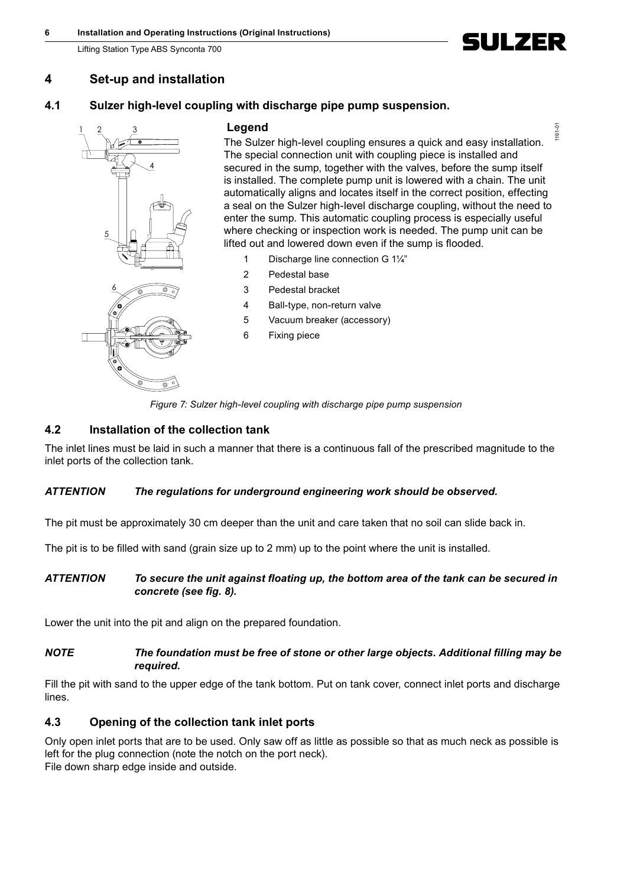## 4 Set-up and installation

### 4.1 Sulzer high-level coupling with discharge pipe pump suspension.

**Legend**

The Sulzer high-level coupling ensures a quick and easy installation. The special connection unit with coupling piece is installed and secured in the sump, together with the valves, before the sump itself is installed. The complete pump unit is lowered with a chain. The unit automatically aligns and locates itself in the correct position, effecting a seal on the Sulzer high-level discharge coupling, without the need to enter the sump. This automatic coupling process is especially useful where checking or inspection work is needed. The pump unit can be lifted out and lowered down even if the sump is flooded.

1. Discharge line connection G 1¼"
2. Pedestal base
3. Pedestal bracket
4. Ball-type, non-return valve
5. Vacuum breaker (accessory)
6. Fixing piece

*Figure 7: Sulzer high-level coupling with discharge pipe pump suspension*

### 4.2 Installation of the collection tank

The inlet lines must be laid in such a manner that there is a continuous fall of the prescribed magnitude to the inlet ports of the collection tank.

***ATTENTION The regulations for underground engineering work should be observed.***

The pit must be approximately 30 cm deeper than the unit and care taken that no soil can slide back in.

The pit is to be filled with sand (grain size up to 2 mm) up to the point where the unit is installed.

***ATTENTION To secure the unit against floating up, the bottom area of the tank can be secured in concrete (see fig. 8).***

Lower the unit into the pit and align on the prepared foundation.

***NOTE The foundation must be free of stone or other large objects. Additional filling may be required.***

Fill the pit with sand to the upper edge of the tank bottom. Put on tank cover, connect inlet ports and discharge lines.

### 4.3 Opening of the collection tank inlet ports

Only open inlet ports that are to be used. Only saw off as little as possible so that as much neck as possible is left for the plug connection (note the notch on the port neck).
File down sharp edge inside and outside.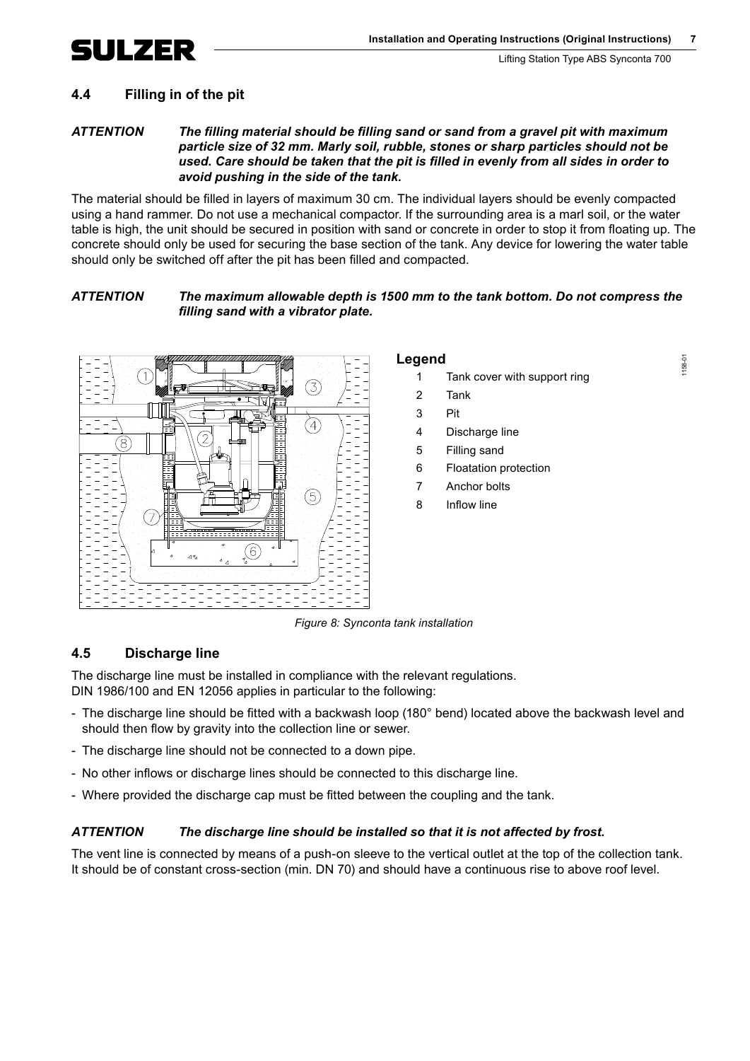## 4.4 Filling in of the pit

***ATTENTION*** ***The filling material should be filling sand or sand from a gravel pit with maximum particle size of 32 mm. Marly soil, rubble, stones or sharp particles should not be used. Care should be taken that the pit is filled in evenly from all sides in order to avoid pushing in the side of the tank.***

The material should be filled in layers of maximum 30 cm. The individual layers should be evenly compacted using a hand rammer. Do not use a mechanical compactor. If the surrounding area is a marl soil, or the water table is high, the unit should be secured in position with sand or concrete in order to stop it from floating up. The concrete should only be used for securing the base section of the tank. Any device for lowering the water table should only be switched off after the pit has been filled and compacted.

***ATTENTION*** ***The maximum allowable depth is 1500 mm to the tank bottom. Do not compress the filling sand with a vibrator plate.***

**Legend**

1 Tank cover with support ring
2 Tank
3 Pit
4 Discharge line
5 Filling sand
6 Floatation protection
7 Anchor bolts
8 Inflow line

*Figure 8: Synconta tank installation*

## 4.5 Discharge line

The discharge line must be installed in compliance with the relevant regulations.
DIN 1986/100 and EN 12056 applies in particular to the following:

- The discharge line should be fitted with a backwash loop (180° bend) located above the backwash level and should then flow by gravity into the collection line or sewer.
- The discharge line should not be connected to a down pipe.
- No other inflows or discharge lines should be connected to this discharge line.
- Where provided the discharge cap must be fitted between the coupling and the tank.

***ATTENTION*** ***The discharge line should be installed so that it is not affected by frost.***

The vent line is connected by means of a push-on sleeve to the vertical outlet at the top of the collection tank. It should be of constant cross-section (min. DN 70) and should have a continuous rise to above roof level.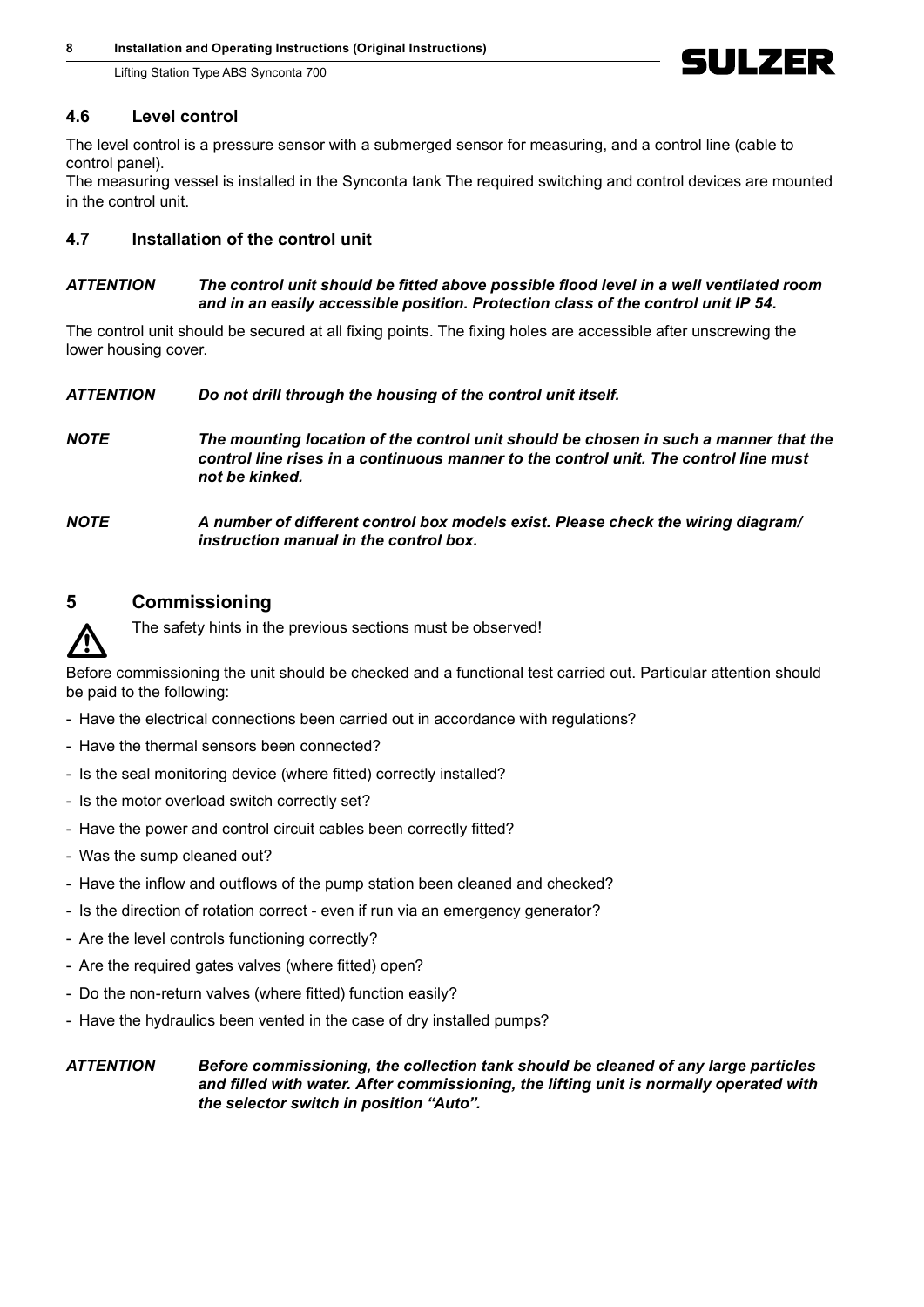### 4.6 Level control

The level control is a pressure sensor with a submerged sensor for measuring, and a control line (cable to control panel).
The measuring vessel is installed in the Synconta tank The required switching and control devices are mounted in the control unit.

### 4.7 Installation of the control unit

***ATTENTION*** ***The control unit should be fitted above possible flood level in a well ventilated room and in an easily accessible position. Protection class of the control unit IP 54.***

The control unit should be secured at all fixing points. The fixing holes are accessible after unscrewing the lower housing cover.

***ATTENTION*** ***Do not drill through the housing of the control unit itself.***

***NOTE*** ***The mounting location of the control unit should be chosen in such a manner that the control line rises in a continuous manner to the control unit. The control line must not be kinked.***

***NOTE*** ***A number of different control box models exist. Please check the wiring diagram/ instruction manual in the control box.***

## 5 Commissioning

⚠ The safety hints in the previous sections must be observed!

Before commissioning the unit should be checked and a functional test carried out. Particular attention should be paid to the following:

- Have the electrical connections been carried out in accordance with regulations?
- Have the thermal sensors been connected?
- Is the seal monitoring device (where fitted) correctly installed?
- Is the motor overload switch correctly set?
- Have the power and control circuit cables been correctly fitted?
- Was the sump cleaned out?
- Have the inflow and outflows of the pump station been cleaned and checked?
- Is the direction of rotation correct - even if run via an emergency generator?
- Are the level controls functioning correctly?
- Are the required gates valves (where fitted) open?
- Do the non-return valves (where fitted) function easily?
- Have the hydraulics been vented in the case of dry installed pumps?

***ATTENTION*** ***Before commissioning, the collection tank should be cleaned of any large particles and filled with water. After commissioning, the lifting unit is normally operated with the selector switch in position "Auto".***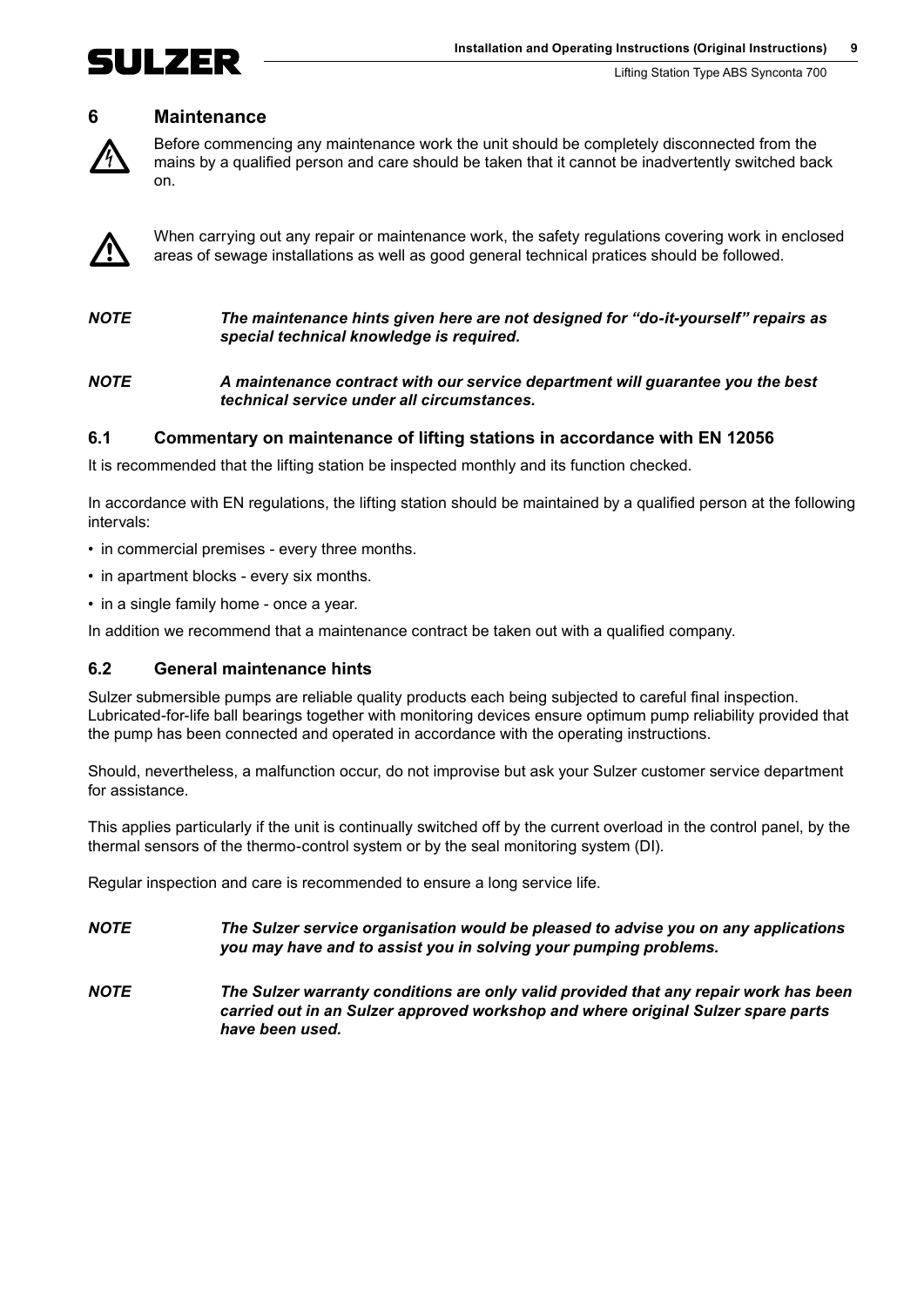# 6 Maintenance

Before commencing any maintenance work the unit should be completely disconnected from the mains by a qualified person and care should be taken that it cannot be inadvertently switched back on.

When carrying out any repair or maintenance work, the safety regulations covering work in enclosed areas of sewage installations as well as good general technical pratices should be followed.

***NOTE*** ***The maintenance hints given here are not designed for "do-it-yourself" repairs as special technical knowledge is required.***

***NOTE*** ***A maintenance contract with our service department will guarantee you the best technical service under all circumstances.***

## 6.1 Commentary on maintenance of lifting stations in accordance with EN 12056

It is recommended that the lifting station be inspected monthly and its function checked.

In accordance with EN regulations, the lifting station should be maintained by a qualified person at the following intervals:

- in commercial premises - every three months.
- in apartment blocks - every six months.
- in a single family home - once a year.

In addition we recommend that a maintenance contract be taken out with a qualified company.

## 6.2 General maintenance hints

Sulzer submersible pumps are reliable quality products each being subjected to careful final inspection. Lubricated-for-life ball bearings together with monitoring devices ensure optimum pump reliability provided that the pump has been connected and operated in accordance with the operating instructions.

Should, nevertheless, a malfunction occur, do not improvise but ask your Sulzer customer service department for assistance.

This applies particularly if the unit is continually switched off by the current overload in the control panel, by the thermal sensors of the thermo-control system or by the seal monitoring system (DI).

Regular inspection and care is recommended to ensure a long service life.

***NOTE*** ***The Sulzer service organisation would be pleased to advise you on any applications you may have and to assist you in solving your pumping problems.***

***NOTE*** ***The Sulzer warranty conditions are only valid provided that any repair work has been carried out in an Sulzer approved workshop and where original Sulzer spare parts have been used.***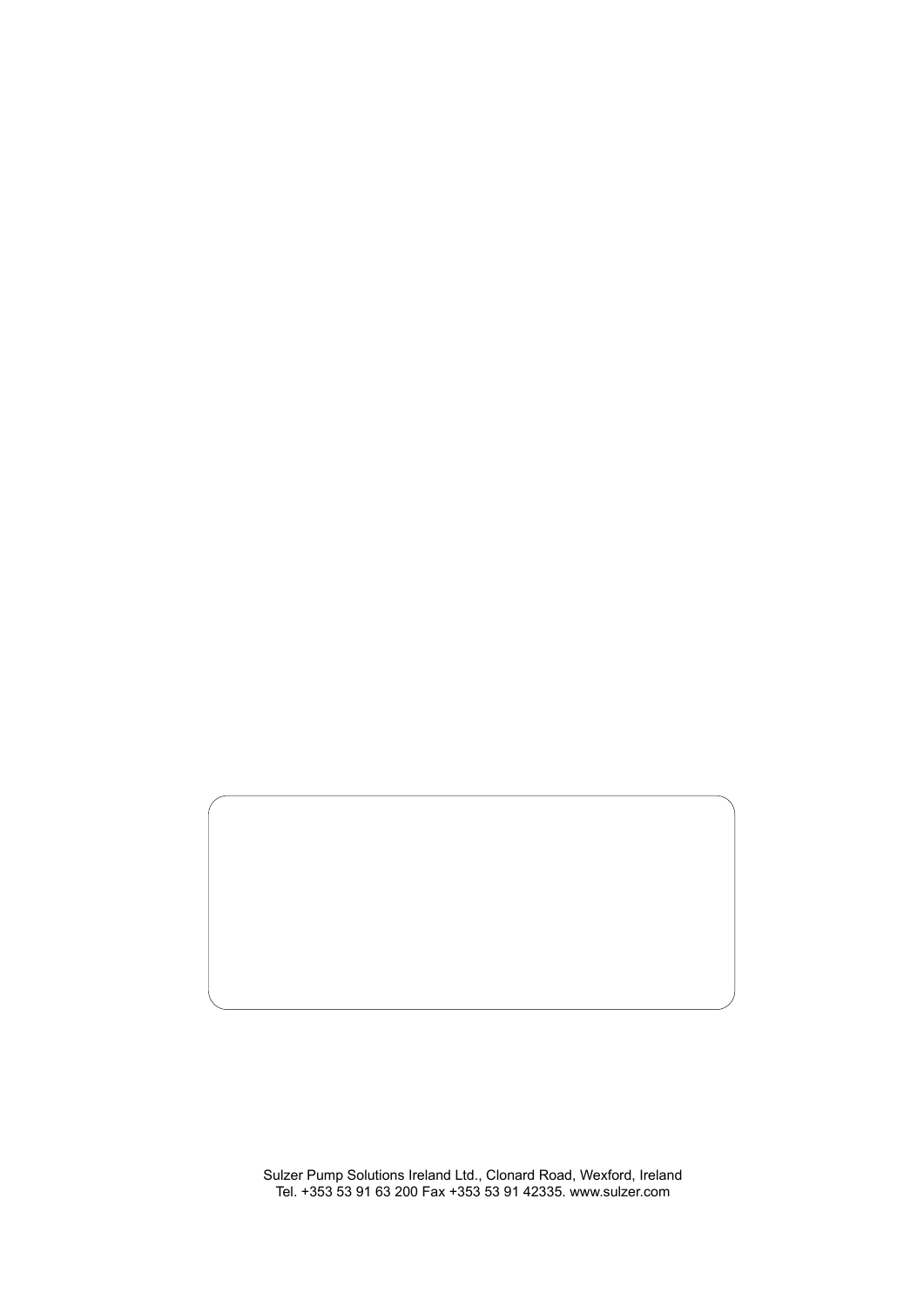Sulzer Pump Solutions Ireland Ltd., Clonard Road, Wexford, Ireland
Tel. +353 53 91 63 200 Fax +353 53 91 42335. www.sulzer.com